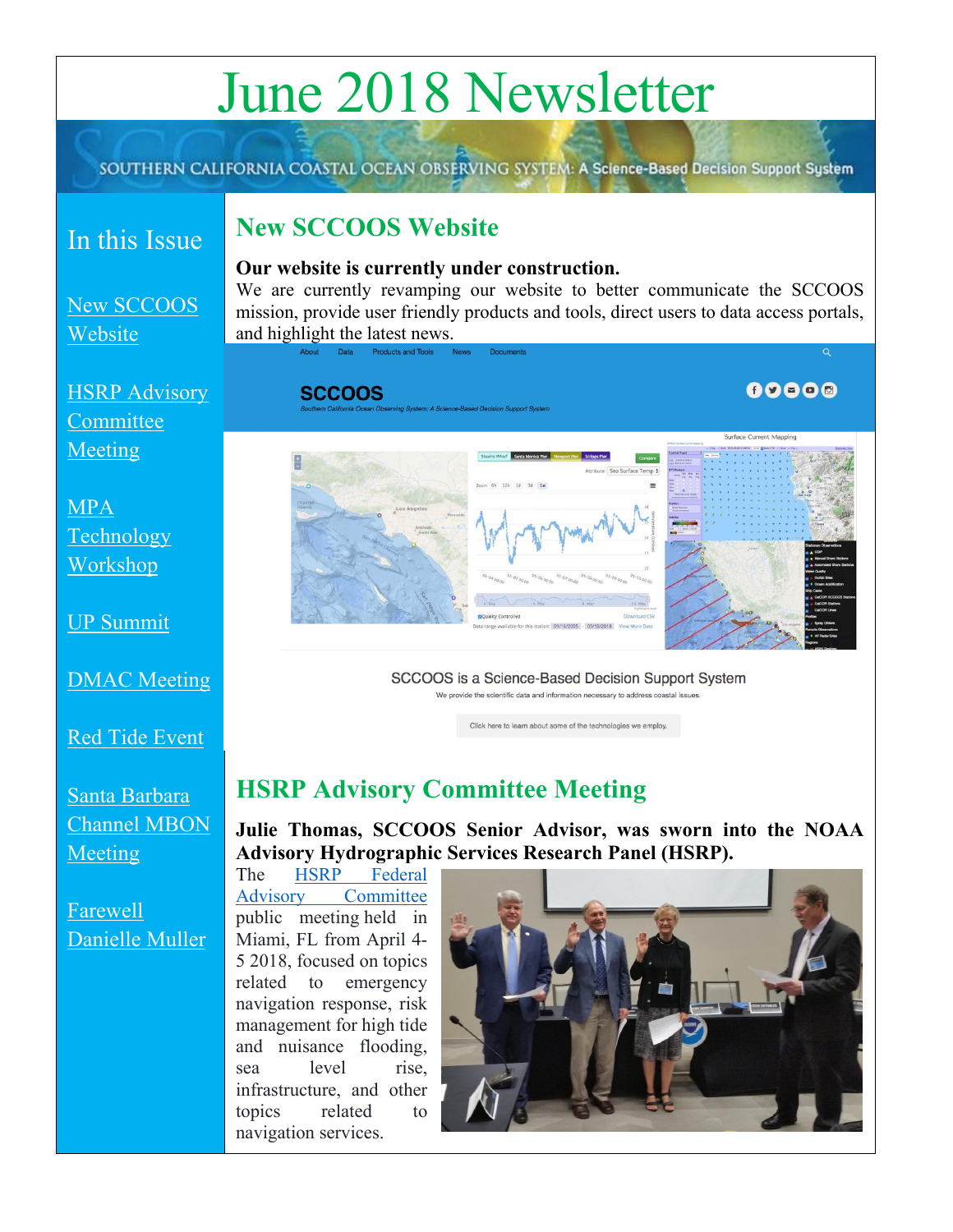# June 2018 Newsletter

SOUTHERN CALIFORNIA COASTAL OCEAN OBSERVING SYSTEM: A Science-Based Decision Support System

## In this Issue

- New SCCOOS Website
- HSRP Advisory Committee Meeting
- MPA Technology Workshop
- UP Summit
- DMAC Meeting
- Red Tide Event
- Santa Barbara Channel MBON Meeting
- Farewell Danielle Muller

## New SCCOOS Website

**Our website is currently under construction.**

We are currently revamping our website to better communicate the SCCOOS mission, provide user friendly products and tools, direct users to data access portals, and highlight the latest news.

## HSRP Advisory Committee Meeting

**Julie Thomas, SCCOOS Senior Advisor, was sworn into the NOAA Advisory Hydrographic Services Research Panel (HSRP).**

The HSRP Federal Advisory Committee public meeting held in Miami, FL from April 4-5 2018, focused on topics related to emergency navigation response, risk management for high tide and nuisance flooding, sea level rise, infrastructure, and other topics related to navigation services.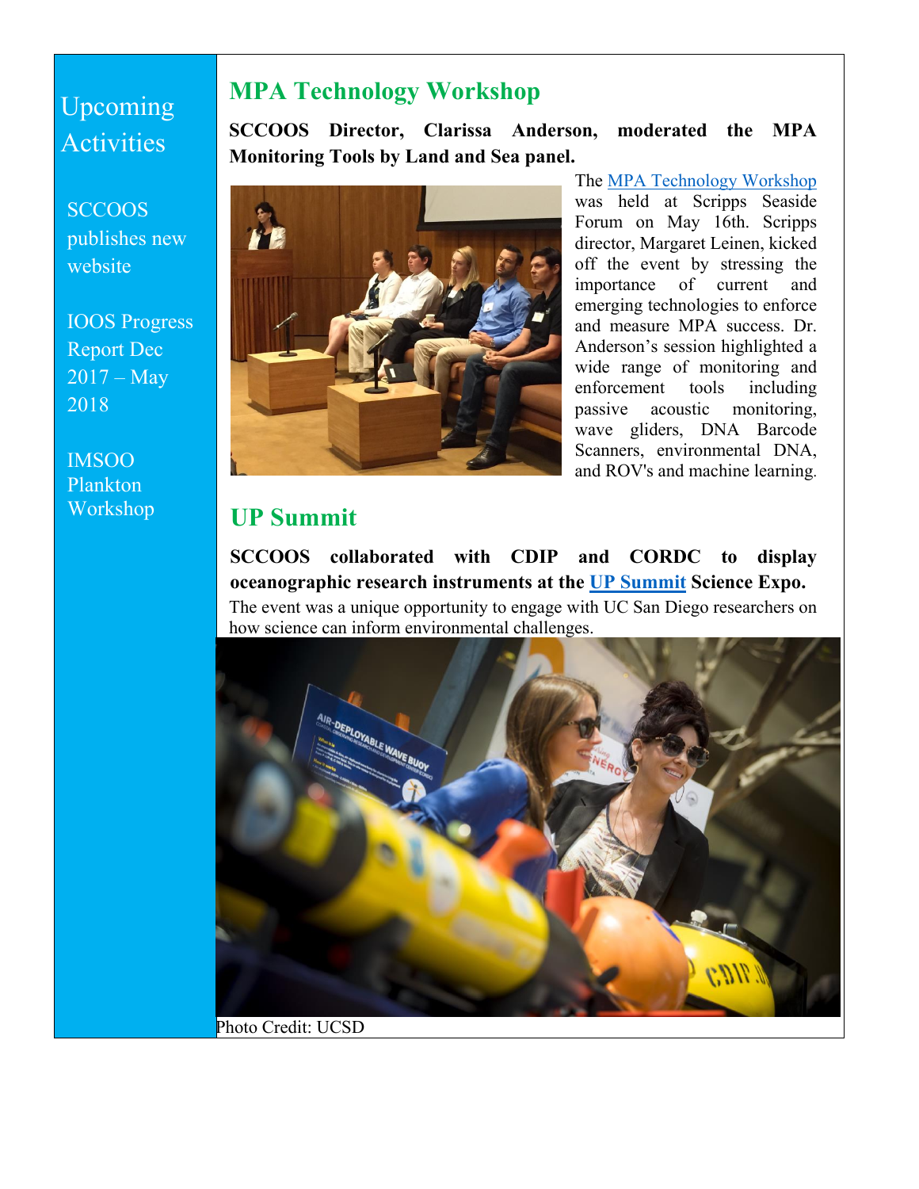## Upcoming Activities

SCCOOS publishes new website

IOOS Progress Report Dec 2017 – May 2018

IMSOO Plankton Workshop

## MPA Technology Workshop

**SCCOOS Director, Clarissa Anderson, moderated the MPA Monitoring Tools by Land and Sea panel.**

The MPA Technology Workshop was held at Scripps Seaside Forum on May 16th. Scripps director, Margaret Leinen, kicked off the event by stressing the importance of current and emerging technologies to enforce and measure MPA success. Dr. Anderson's session highlighted a wide range of monitoring and enforcement tools including passive acoustic monitoring, wave gliders, DNA Barcode Scanners, environmental DNA, and ROV's and machine learning.

## UP Summit

**SCCOOS collaborated with CDIP and CORDC to display oceanographic research instruments at the UP Summit Science Expo.**

The event was a unique opportunity to engage with UC San Diego researchers on how science can inform environmental challenges.

Photo Credit: UCSD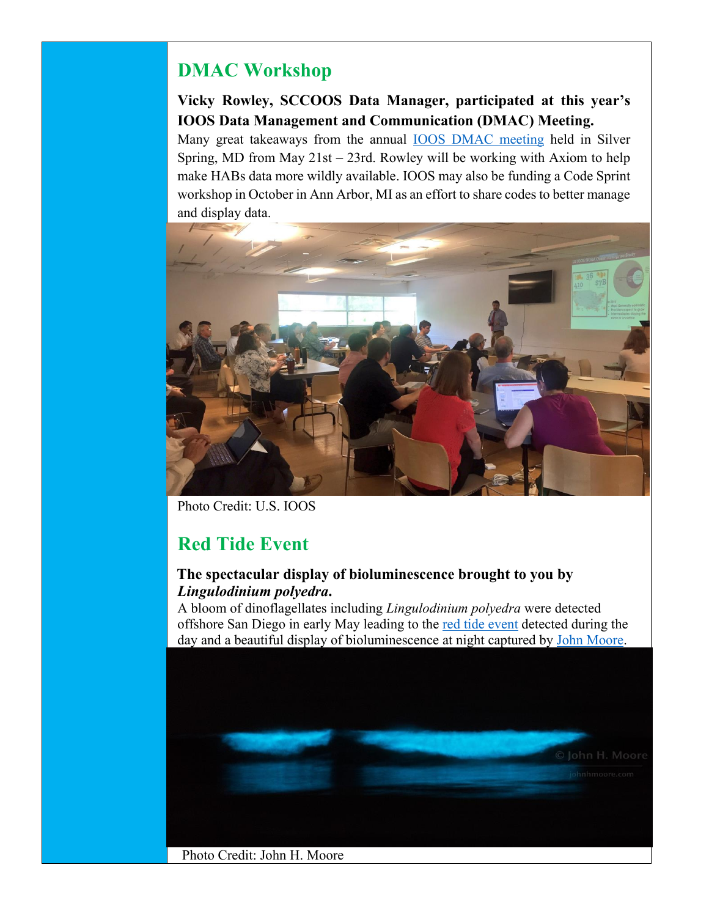## DMAC Workshop

**Vicky Rowley, SCCOOS Data Manager, participated at this year's IOOS Data Management and Communication (DMAC) Meeting.**

Many great takeaways from the annual IOOS DMAC meeting held in Silver Spring, MD from May 21st – 23rd. Rowley will be working with Axiom to help make HABs data more wildly available. IOOS may also be funding a Code Sprint workshop in October in Ann Arbor, MI as an effort to share codes to better manage and display data.

Photo Credit: U.S. IOOS

## Red Tide Event

**The spectacular display of bioluminescence brought to you by *Lingulodinium polyedra*.**

A bloom of dinoflagellates including *Lingulodinium polyedra* were detected offshore San Diego in early May leading to the red tide event detected during the day and a beautiful display of bioluminescence at night captured by John Moore.

Photo Credit: John H. Moore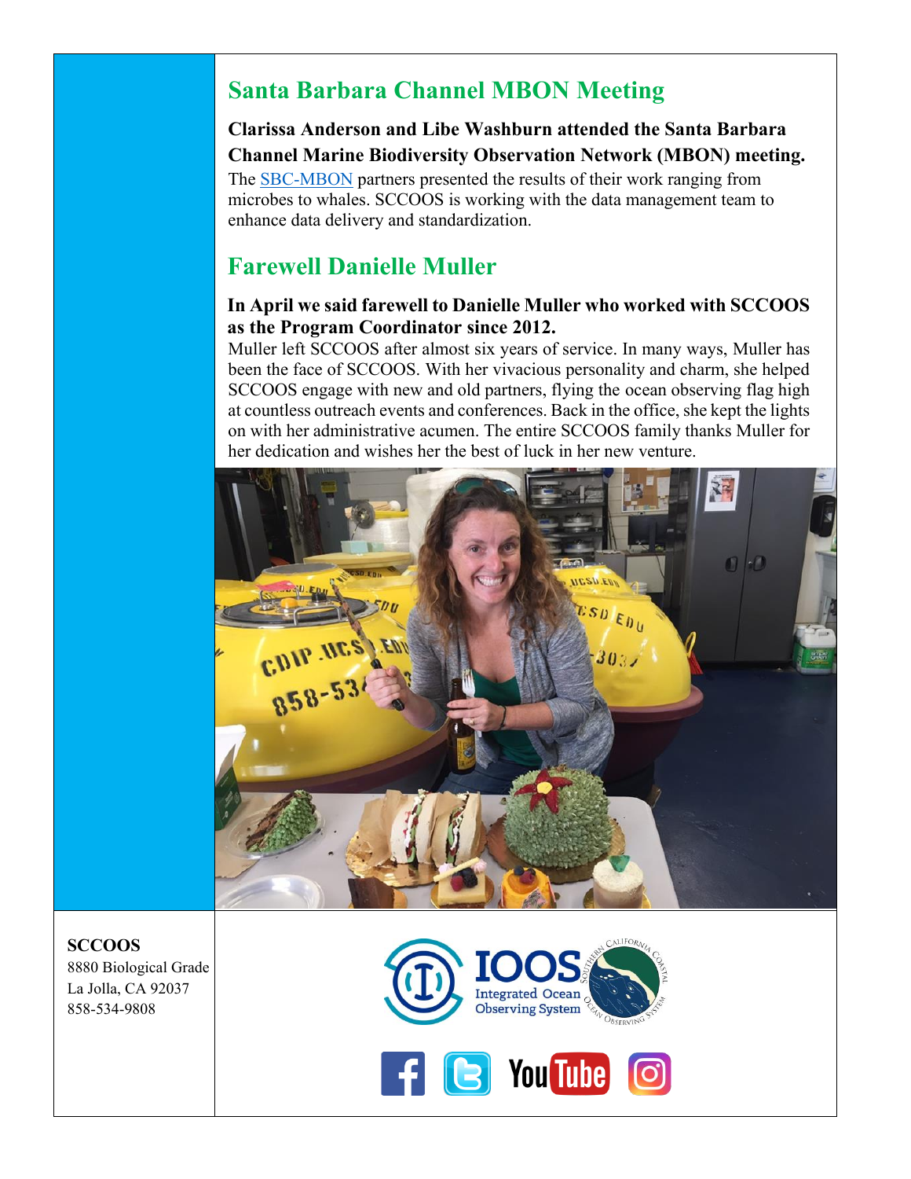## Santa Barbara Channel MBON Meeting

**Clarissa Anderson and Libe Washburn attended the Santa Barbara Channel Marine Biodiversity Observation Network (MBON) meeting.** The SBC-MBON partners presented the results of their work ranging from microbes to whales. SCCOOS is working with the data management team to enhance data delivery and standardization.

## Farewell Danielle Muller

**In April we said farewell to Danielle Muller who worked with SCCOOS as the Program Coordinator since 2012.**
Muller left SCCOOS after almost six years of service. In many ways, Muller has been the face of SCCOOS. With her vivacious personality and charm, she helped SCCOOS engage with new and old partners, flying the ocean observing flag high at countless outreach events and conferences. Back in the office, she kept the lights on with her administrative acumen. The entire SCCOOS family thanks Muller for her dedication and wishes her the best of luck in her new venture.

**SCCOOS**
8880 Biological Grade
La Jolla, CA 92037
858-534-9808